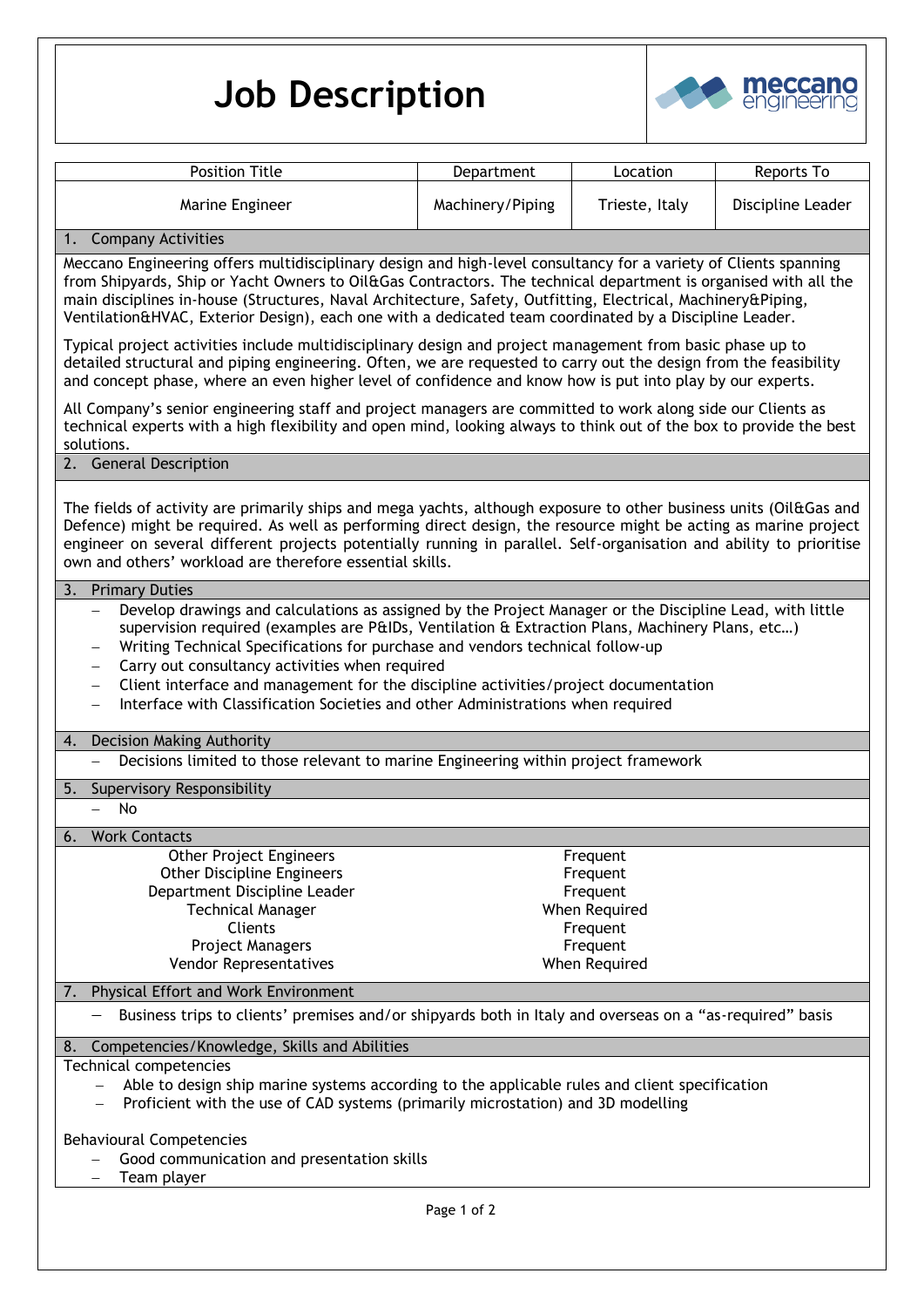# Job Description

| Position Title | Department | Location | Reports To |
| --- | --- | --- | --- |
| Marine Engineer | Machinery/Piping | Trieste, Italy | Discipline Leader |

## 1. Company Activities

Meccano Engineering offers multidisciplinary design and high-level consultancy for a variety of Clients spanning from Shipyards, Ship or Yacht Owners to Oil&Gas Contractors. The technical department is organised with all the main disciplines in-house (Structures, Naval Architecture, Safety, Outfitting, Electrical, Machinery&Piping, Ventilation&HVAC, Exterior Design), each one with a dedicated team coordinated by a Discipline Leader.

Typical project activities include multidisciplinary design and project management from basic phase up to detailed structural and piping engineering. Often, we are requested to carry out the design from the feasibility and concept phase, where an even higher level of confidence and know how is put into play by our experts.

All Company's senior engineering staff and project managers are committed to work along side our Clients as technical experts with a high flexibility and open mind, looking always to think out of the box to provide the best solutions.

## 2. General Description

The fields of activity are primarily ships and mega yachts, although exposure to other business units (Oil&Gas and Defence) might be required. As well as performing direct design, the resource might be acting as marine project engineer on several different projects potentially running in parallel. Self-organisation and ability to prioritise own and others' workload are therefore essential skills.

## 3. Primary Duties

- Develop drawings and calculations as assigned by the Project Manager or the Discipline Lead, with little supervision required (examples are P&IDs, Ventilation & Extraction Plans, Machinery Plans, etc…)
- Writing Technical Specifications for purchase and vendors technical follow-up
- Carry out consultancy activities when required
- Client interface and management for the discipline activities/project documentation
- Interface with Classification Societies and other Administrations when required

## 4. Decision Making Authority

- Decisions limited to those relevant to marine Engineering within project framework

## 5. Supervisory Responsibility

- No

## 6. Work Contacts

| Contact | Frequency |
| --- | --- |
| Other Project Engineers | Frequent |
| Other Discipline Engineers | Frequent |
| Department Discipline Leader | Frequent |
| Technical Manager | When Required |
| Clients | Frequent |
| Project Managers | Frequent |
| Vendor Representatives | When Required |

## 7. Physical Effort and Work Environment

- Business trips to clients' premises and/or shipyards both in Italy and overseas on a "as-required" basis

## 8. Competencies/Knowledge, Skills and Abilities

Technical competencies

- Able to design ship marine systems according to the applicable rules and client specification
- Proficient with the use of CAD systems (primarily microstation) and 3D modelling

Behavioural Competencies

- Good communication and presentation skills
- Team player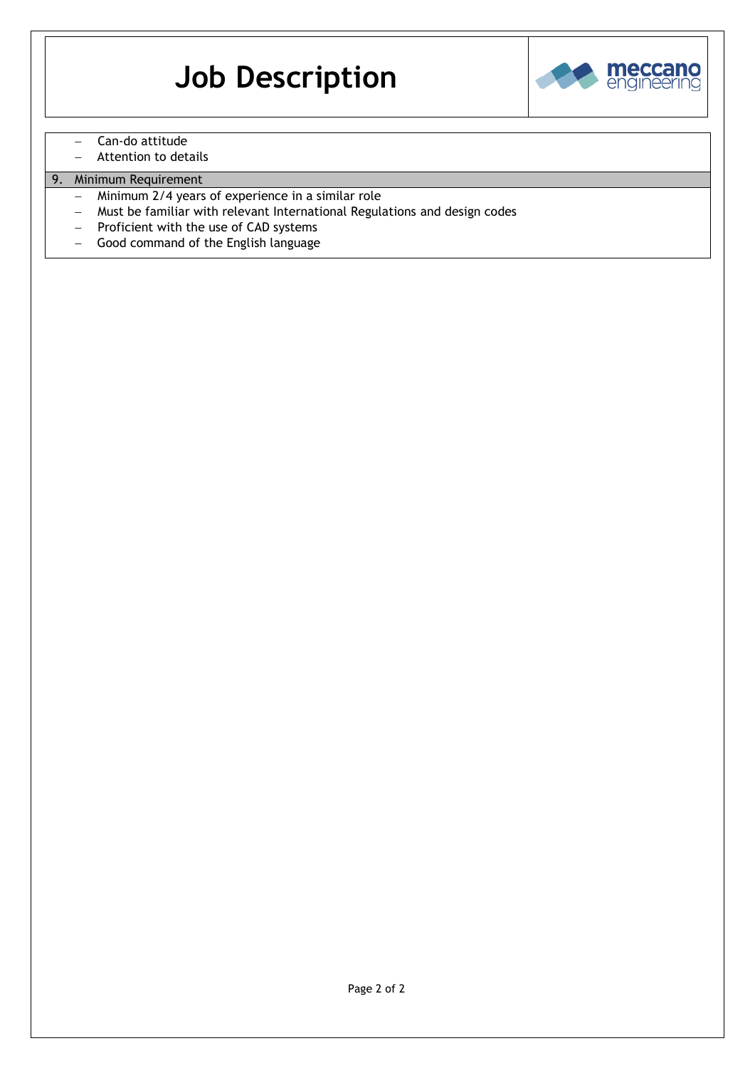# Job Description

- Can-do attitude
- Attention to details

## 9. Minimum Requirement

- Minimum 2/4 years of experience in a similar role
- Must be familiar with relevant International Regulations and design codes
- Proficient with the use of CAD systems
- Good command of the English language